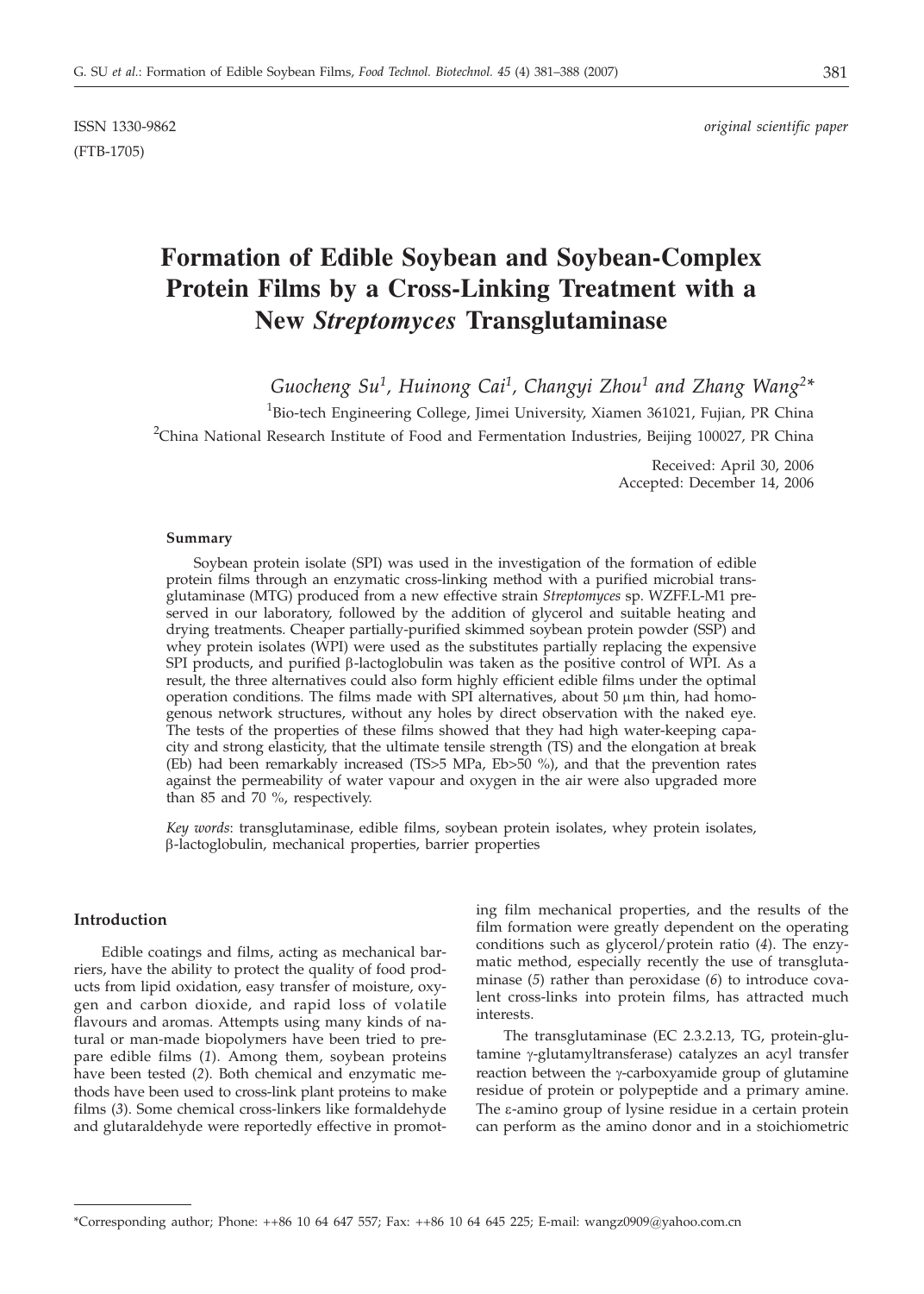ISSN 1330-9862 *original scientific paper*
(FTB-1705)

# Formation of Edible Soybean and Soybean-Complex Protein Films by a Cross-Linking Treatment with a New *Streptomyces* Transglutaminase

*Guocheng Su[1], Huinong Cai[1], Changyi Zhou[1] and Zhang Wang[2]\**

[1]Bio-tech Engineering College, Jimei University, Xiamen 361021, Fujian, PR China

[2]China National Research Institute of Food and Fermentation Industries, Beijing 100027, PR China

Received: April 30, 2006
Accepted: December 14, 2006

### Summary

Soybean protein isolate (SPI) was used in the investigation of the formation of edible protein films through an enzymatic cross-linking method with a purified microbial transglutaminase (MTG) produced from a new effective strain *Streptomyces* sp. WZFF.L-M1 preserved in our laboratory, followed by the addition of glycerol and suitable heating and drying treatments. Cheaper partially-purified skimmed soybean protein powder (SSP) and whey protein isolates (WPI) were used as the substitutes partially replacing the expensive SPI products, and purified β-lactoglobulin was taken as the positive control of WPI. As a result, the three alternatives could also form highly efficient edible films under the optimal operation conditions. The films made with SPI alternatives, about 50 μm thin, had homogenous network structures, without any holes by direct observation with the naked eye. The tests of the properties of these films showed that they had high water-keeping capacity and strong elasticity, that the ultimate tensile strength (TS) and the elongation at break (Eb) had been remarkably increased (TS>5 MPa, Eb>50 %), and that the prevention rates against the permeability of water vapour and oxygen in the air were also upgraded more than 85 and 70 %, respectively.

*Key words*: transglutaminase, edible films, soybean protein isolates, whey protein isolates, β-lactoglobulin, mechanical properties, barrier properties

## Introduction

Edible coatings and films, acting as mechanical barriers, have the ability to protect the quality of food products from lipid oxidation, easy transfer of moisture, oxygen and carbon dioxide, and rapid loss of volatile flavours and aromas. Attempts using many kinds of natural or man-made biopolymers have been tried to prepare edible films (*1*). Among them, soybean proteins have been tested (*2*). Both chemical and enzymatic methods have been used to cross-link plant proteins to make films (*3*). Some chemical cross-linkers like formaldehyde and glutaraldehyde were reportedly effective in promoting film mechanical properties, and the results of the film formation were greatly dependent on the operating conditions such as glycerol/protein ratio (*4*). The enzymatic method, especially recently the use of transglutaminase (*5*) rather than peroxidase (*6*) to introduce covalent cross-links into protein films, has attracted much interests.

The transglutaminase (EC 2.3.2.13, TG, protein-glutamine γ-glutamyltransferase) catalyzes an acyl transfer reaction between the γ-carboxyamide group of glutamine residue of protein or polypeptide and a primary amine. The ε-amino group of lysine residue in a certain protein can perform as the amino donor and in a stoichiometric

\*Corresponding author; Phone: ++86 10 64 647 557; Fax: ++86 10 64 645 225; E-mail: wangz0909@yahoo.com.cn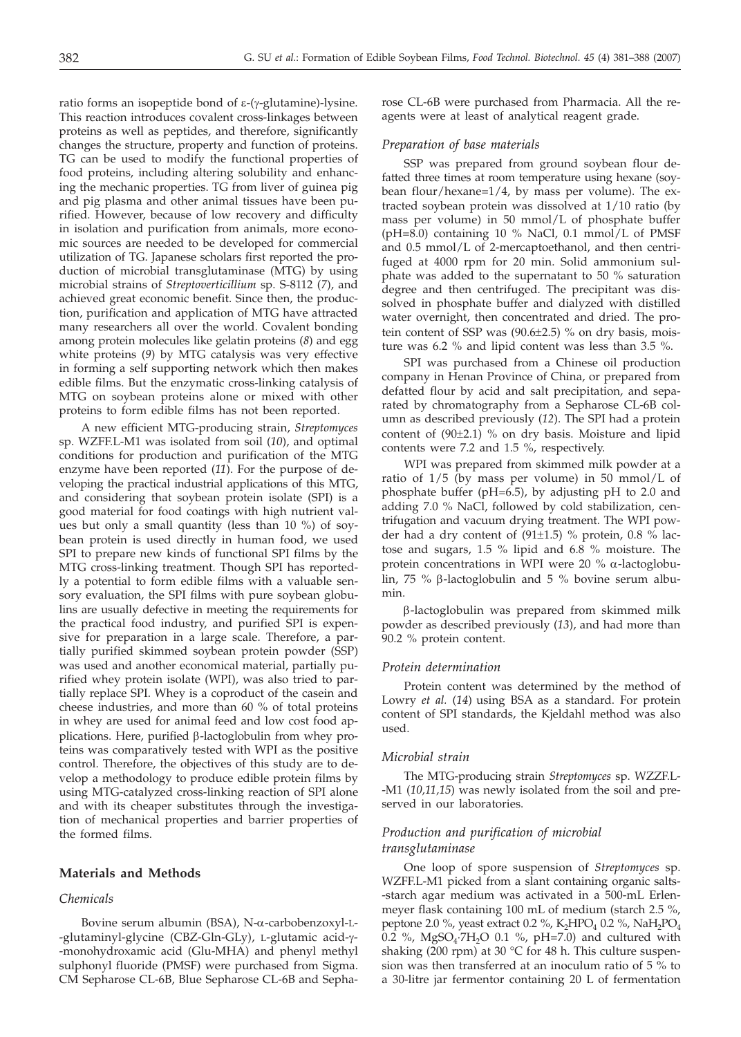ratio forms an isopeptide bond of ε-(γ-glutamine)-lysine. This reaction introduces covalent cross-linkages between proteins as well as peptides, and therefore, significantly changes the structure, property and function of proteins. TG can be used to modify the functional properties of food proteins, including altering solubility and enhancing the mechanic properties. TG from liver of guinea pig and pig plasma and other animal tissues have been purified. However, because of low recovery and difficulty in isolation and purification from animals, more economic sources are needed to be developed for commercial utilization of TG. Japanese scholars first reported the production of microbial transglutaminase (MTG) by using microbial strains of *Streptoverticillium* sp. S-8112 (*7*), and achieved great economic benefit. Since then, the production, purification and application of MTG have attracted many researchers all over the world. Covalent bonding among protein molecules like gelatin proteins (*8*) and egg white proteins (*9*) by MTG catalysis was very effective in forming a self supporting network which then makes edible films. But the enzymatic cross-linking catalysis of MTG on soybean proteins alone or mixed with other proteins to form edible films has not been reported.

A new efficient MTG-producing strain, *Streptomyces* sp. WZFF.L-M1 was isolated from soil (*10*), and optimal conditions for production and purification of the MTG enzyme have been reported (*11*). For the purpose of developing the practical industrial applications of this MTG, and considering that soybean protein isolate (SPI) is a good material for food coatings with high nutrient values but only a small quantity (less than 10 %) of soybean protein is used directly in human food, we used SPI to prepare new kinds of functional SPI films by the MTG cross-linking treatment. Though SPI has reportedly a potential to form edible films with a valuable sensory evaluation, the SPI films with pure soybean globulins are usually defective in meeting the requirements for the practical food industry, and purified SPI is expensive for preparation in a large scale. Therefore, a partially purified skimmed soybean protein powder (SSP) was used and another economical material, partially purified whey protein isolate (WPI), was also tried to partially replace SPI. Whey is a coproduct of the casein and cheese industries, and more than 60 % of total proteins in whey are used for animal feed and low cost food applications. Here, purified β-lactoglobulin from whey proteins was comparatively tested with WPI as the positive control. Therefore, the objectives of this study are to develop a methodology to produce edible protein films by using MTG-catalyzed cross-linking reaction of SPI alone and with its cheaper substitutes through the investigation of mechanical properties and barrier properties of the formed films.

## Materials and Methods

### Chemicals

Bovine serum albumin (BSA), N-α-carbobenzoxyl-L-glutaminyl-glycine (CBZ-Gln-GLy), L-glutamic acid-γ-monohydroxamic acid (Glu-MHA) and phenyl methyl sulphonyl fluoride (PMSF) were purchased from Sigma. CM Sepharose CL-6B, Blue Sepharose CL-6B and Sepharose CL-6B were purchased from Pharmacia. All the reagents were at least of analytical reagent grade.

### Preparation of base materials

SSP was prepared from ground soybean flour defatted three times at room temperature using hexane (soybean flour/hexane=1/4, by mass per volume). The extracted soybean protein was dissolved at 1/10 ratio (by mass per volume) in 50 mmol/L of phosphate buffer (pH=8.0) containing 10 % NaCl, 0.1 mmol/L of PMSF and 0.5 mmol/L of 2-mercaptoethanol, and then centrifuged at 4000 rpm for 20 min. Solid ammonium sulphate was added to the supernatant to 50 % saturation degree and then centrifuged. The precipitant was dissolved in phosphate buffer and dialyzed with distilled water overnight, then concentrated and dried. The protein content of SSP was (90.6±2.5) % on dry basis, moisture was 6.2 % and lipid content was less than 3.5 %.

SPI was purchased from a Chinese oil production company in Henan Province of China, or prepared from defatted flour by acid and salt precipitation, and separated by chromatography from a Sepharose CL-6B column as described previously (*12*). The SPI had a protein content of (90±2.1) % on dry basis. Moisture and lipid contents were 7.2 and 1.5 %, respectively.

WPI was prepared from skimmed milk powder at a ratio of 1/5 (by mass per volume) in 50 mmol/L of phosphate buffer (pH=6.5), by adjusting pH to 2.0 and adding 7.0 % NaCl, followed by cold stabilization, centrifugation and vacuum drying treatment. The WPI powder had a dry content of (91±1.5) % protein, 0.8 % lactose and sugars, 1.5 % lipid and 6.8 % moisture. The protein concentrations in WPI were 20 % α-lactoglobulin, 75 % β-lactoglobulin and 5 % bovine serum albumin.

β-lactoglobulin was prepared from skimmed milk powder as described previously (*13*), and had more than 90.2 % protein content.

### Protein determination

Protein content was determined by the method of Lowry *et al.* (*14*) using BSA as a standard. For protein content of SPI standards, the Kjeldahl method was also used.

### Microbial strain

The MTG-producing strain *Streptomyces* sp. WZZF.L-M1 (*10,11,15*) was newly isolated from the soil and preserved in our laboratories.

### Production and purification of microbial transglutaminase

One loop of spore suspension of *Streptomyces* sp. WZFF.L-M1 picked from a slant containing organic salts-starch agar medium was activated in a 500-mL Erlenmeyer flask containing 100 mL of medium (starch 2.5 %, peptone 2.0 %, yeast extract 0.2 %, $K_2HPO_4$ 0.2 %, $NaH_2PO_4$ 0.2 %, $MgSO_4{\cdot}7H_2O$ 0.1 %, pH=7.0) and cultured with shaking (200 rpm) at 30 °C for 48 h. This culture suspension was then transferred at an inoculum ratio of 5 % to a 30-litre jar fermentor containing 20 L of fermentation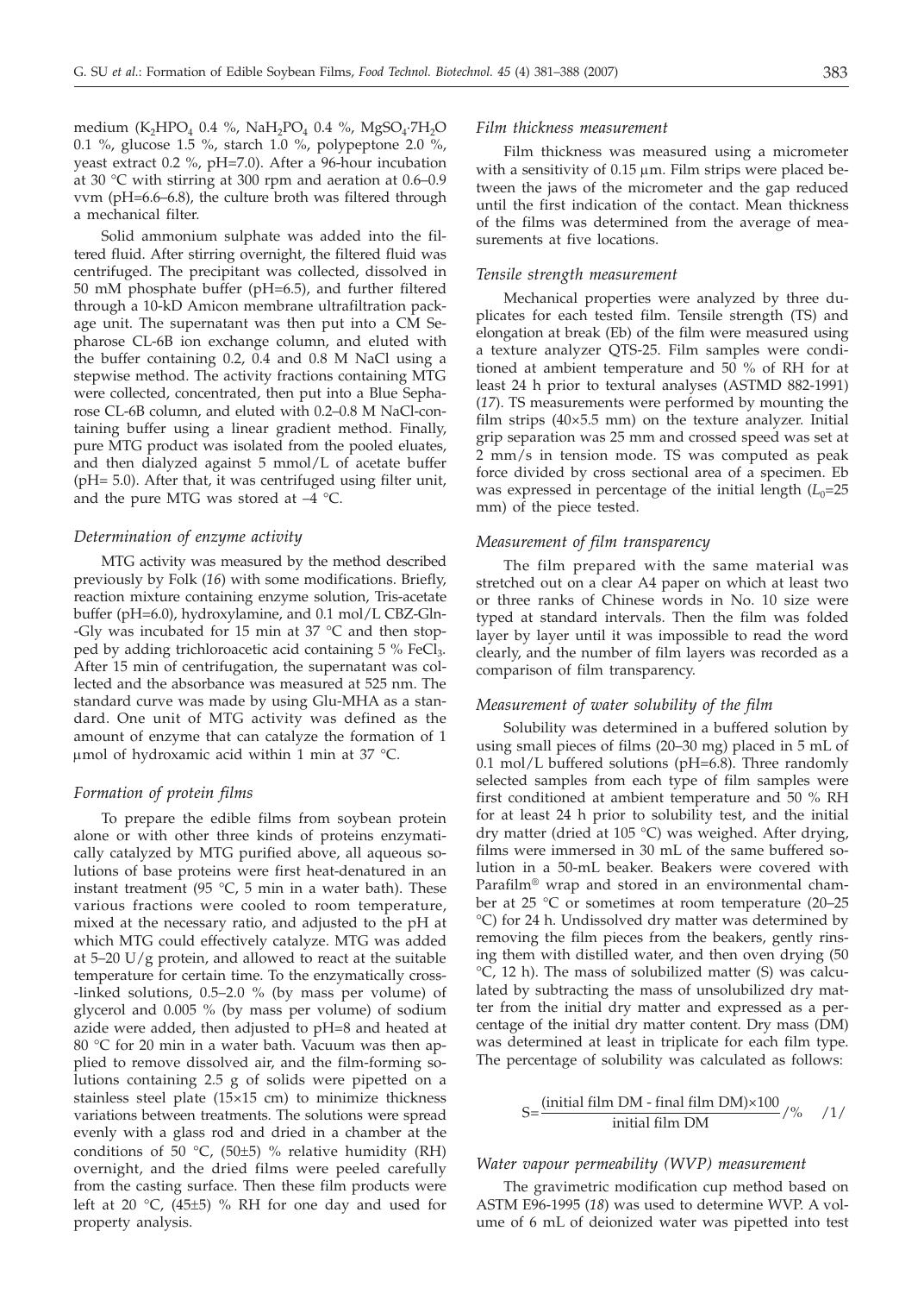medium ($K_2HPO_4$ 0.4 %, $NaH_2PO_4$ 0.4 %, $MgSO_4·7H_2O$ 0.1 %, glucose 1.5 %, starch 1.0 %, polypeptone 2.0 %, yeast extract 0.2 %, pH=7.0). After a 96-hour incubation at 30 °C with stirring at 300 rpm and aeration at 0.6–0.9 vvm (pH=6.6–6.8), the culture broth was filtered through a mechanical filter.

Solid ammonium sulphate was added into the filtered fluid. After stirring overnight, the filtered fluid was centrifuged. The precipitant was collected, dissolved in 50 mM phosphate buffer (pH=6.5), and further filtered through a 10-kD Amicon membrane ultrafiltration package unit. The supernatant was then put into a CM Sepharose CL-6B ion exchange column, and eluted with the buffer containing 0.2, 0.4 and 0.8 M NaCl using a stepwise method. The activity fractions containing MTG were collected, concentrated, then put into a Blue Sepharose CL-6B column, and eluted with 0.2–0.8 M NaCl-containing buffer using a linear gradient method. Finally, pure MTG product was isolated from the pooled eluates, and then dialyzed against 5 mmol/L of acetate buffer (pH= 5.0). After that, it was centrifuged using filter unit, and the pure MTG was stored at –4 °C.

### *Determination of enzyme activity*

MTG activity was measured by the method described previously by Folk (*16*) with some modifications. Briefly, reaction mixture containing enzyme solution, Tris-acetate buffer (pH=6.0), hydroxylamine, and 0.1 mol/L CBZ-Gln-Gly was incubated for 15 min at 37 °C and then stopped by adding trichloroacetic acid containing 5 % $FeCl_3$. After 15 min of centrifugation, the supernatant was collected and the absorbance was measured at 525 nm. The standard curve was made by using Glu-MHA as a standard. One unit of MTG activity was defined as the amount of enzyme that can catalyze the formation of 1 μmol of hydroxamic acid within 1 min at 37 °C.

### *Formation of protein films*

To prepare the edible films from soybean protein alone or with other three kinds of proteins enzymatically catalyzed by MTG purified above, all aqueous solutions of base proteins were first heat-denatured in an instant treatment (95 °C, 5 min in a water bath). These various fractions were cooled to room temperature, mixed at the necessary ratio, and adjusted to the pH at which MTG could effectively catalyze. MTG was added at 5–20 U/g protein, and allowed to react at the suitable temperature for certain time. To the enzymatically cross-linked solutions, 0.5–2.0 % (by mass per volume) of glycerol and 0.005 % (by mass per volume) of sodium azide were added, then adjusted to pH=8 and heated at 80 °C for 20 min in a water bath. Vacuum was then applied to remove dissolved air, and the film-forming solutions containing 2.5 g of solids were pipetted on a stainless steel plate (15×15 cm) to minimize thickness variations between treatments. The solutions were spread evenly with a glass rod and dried in a chamber at the conditions of 50 °C, (50±5) % relative humidity (RH) overnight, and the dried films were peeled carefully from the casting surface. Then these film products were left at 20 °C, (45±5) % RH for one day and used for property analysis.

### *Film thickness measurement*

Film thickness was measured using a micrometer with a sensitivity of 0.15 μm. Film strips were placed between the jaws of the micrometer and the gap reduced until the first indication of the contact. Mean thickness of the films was determined from the average of measurements at five locations.

### *Tensile strength measurement*

Mechanical properties were analyzed by three duplicates for each tested film. Tensile strength (TS) and elongation at break (Eb) of the film were measured using a texture analyzer QTS-25. Film samples were conditioned at ambient temperature and 50 % of RH for at least 24 h prior to textural analyses (ASTMD 882-1991) (*17*). TS measurements were performed by mounting the film strips (40×5.5 mm) on the texture analyzer. Initial grip separation was 25 mm and crossed speed was set at 2 mm/s in tension mode. TS was computed as peak force divided by cross sectional area of a specimen. Eb was expressed in percentage of the initial length ($L_0$=25 mm) of the piece tested.

### *Measurement of film transparency*

The film prepared with the same material was stretched out on a clear A4 paper on which at least two or three ranks of Chinese words in No. 10 size were typed at standard intervals. Then the film was folded layer by layer until it was impossible to read the word clearly, and the number of film layers was recorded as a comparison of film transparency.

### *Measurement of water solubility of the film*

Solubility was determined in a buffered solution by using small pieces of films (20–30 mg) placed in 5 mL of 0.1 mol/L buffered solutions (pH=6.8). Three randomly selected samples from each type of film samples were first conditioned at ambient temperature and 50 % RH for at least 24 h prior to solubility test, and the initial dry matter (dried at 105 °C) was weighed. After drying, films were immersed in 30 mL of the same buffered solution in a 50-mL beaker. Beakers were covered with Parafilm® wrap and stored in an environmental chamber at 25 °C or sometimes at room temperature (20–25 °C) for 24 h. Undissolved dry matter was determined by removing the film pieces from the beakers, gently rinsing them with distilled water, and then oven drying (50 °C, 12 h). The mass of solubilized matter (S) was calculated by subtracting the mass of unsolubilized dry matter from the initial dry matter and expressed as a percentage of the initial dry matter content. Dry mass (DM) was determined at least in triplicate for each film type. The percentage of solubility was calculated as follows:

$$S=\frac{(\text{initial film DM - final film DM})\times 100}{\text{initial film DM}}/\% \qquad /1/$$

### *Water vapour permeability (WVP) measurement*

The gravimetric modification cup method based on ASTM E96-1995 (*18*) was used to determine WVP. A volume of 6 mL of deionized water was pipetted into test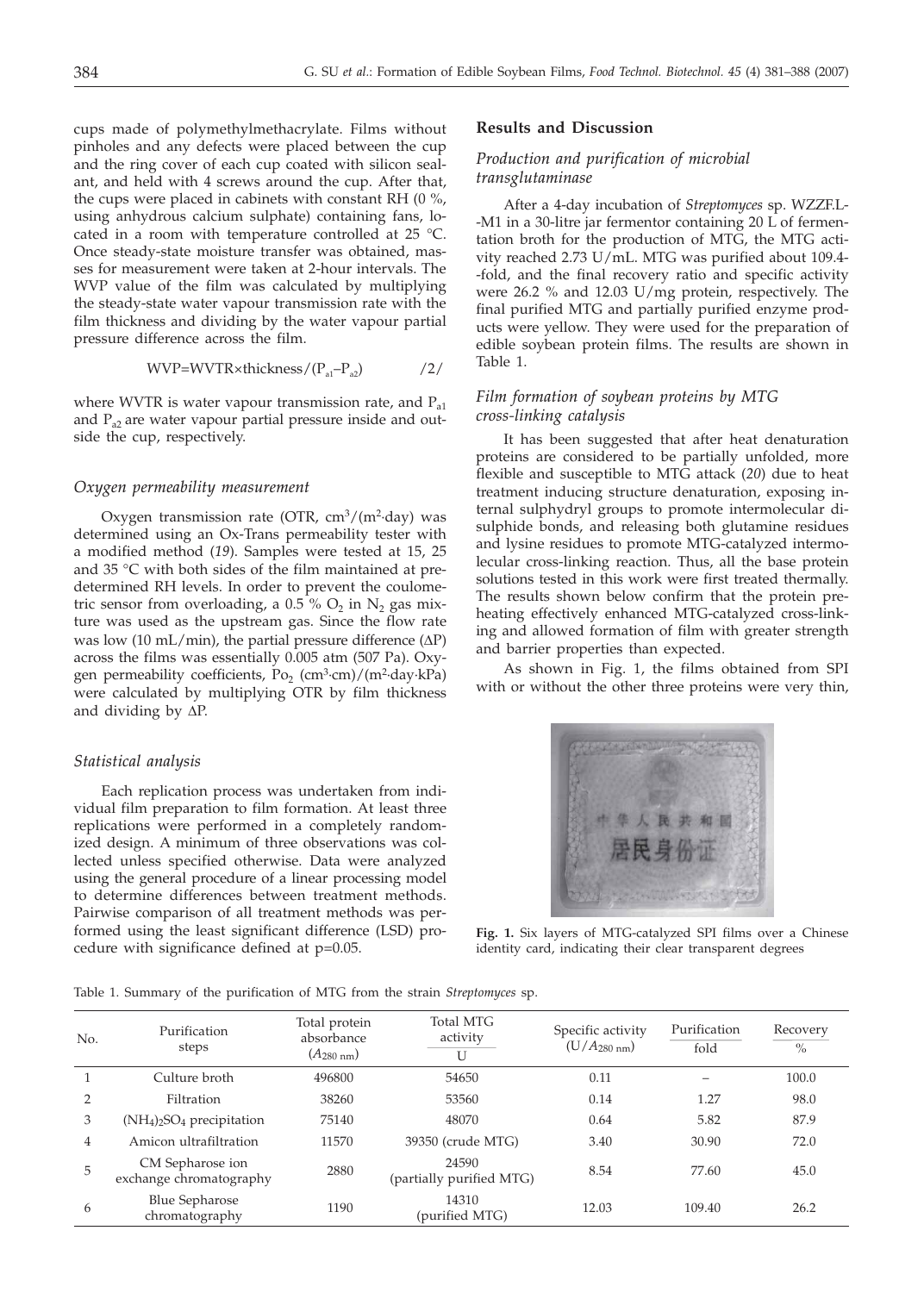cups made of polymethylmethacrylate. Films without pinholes and any defects were placed between the cup and the ring cover of each cup coated with silicon sealant, and held with 4 screws around the cup. After that, the cups were placed in cabinets with constant RH (0 %, using anhydrous calcium sulphate) containing fans, located in a room with temperature controlled at 25 °C. Once steady-state moisture transfer was obtained, masses for measurement were taken at 2-hour intervals. The WVP value of the film was calculated by multiplying the steady-state water vapour transmission rate with the film thickness and dividing by the water vapour partial pressure difference across the film.

$$WVP=WVTR \times thickness/(P_{a1}-P_{a2}) \qquad /2/$$

where WVTR is water vapour transmission rate, and $P_{a1}$ and $P_{a2}$ are water vapour partial pressure inside and outside the cup, respectively.

### *Oxygen permeability measurement*

Oxygen transmission rate (OTR, $cm^3/(m^2 \cdot day)$ was determined using an Ox-Trans permeability tester with a modified method (*19*). Samples were tested at 15, 25 and 35 °C with both sides of the film maintained at predetermined RH levels. In order to prevent the coulometric sensor from overloading, a 0.5 % $O_2$ in $N_2$ gas mixture was used as the upstream gas. Since the flow rate was low (10 mL/min), the partial pressure difference ($\Delta P$) across the films was essentially 0.005 atm (507 Pa). Oxygen permeability coefficients, $Po_2$ $(cm^3 \cdot cm)/(m^2 \cdot day \cdot kPa)$ were calculated by multiplying OTR by film thickness and dividing by $\Delta P$.

### *Statistical analysis*

Each replication process was undertaken from individual film preparation to film formation. At least three replications were performed in a completely randomized design. A minimum of three observations was collected unless specified otherwise. Data were analyzed using the general procedure of a linear processing model to determine differences between treatment methods. Pairwise comparison of all treatment methods was performed using the least significant difference (LSD) procedure with significance defined at p=0.05.

## Results and Discussion

### *Production and purification of microbial transglutaminase*

After a 4-day incubation of *Streptomyces* sp. WZZF.L-M1 in a 30-litre jar fermentor containing 20 L of fermentation broth for the production of MTG, the MTG activity reached 2.73 U/mL. MTG was purified about 109.4-fold, and the final recovery ratio and specific activity were 26.2 % and 12.03 U/mg protein, respectively. The final purified MTG and partially purified enzyme products were yellow. They were used for the preparation of edible soybean protein films. The results are shown in Table 1.

### *Film formation of soybean proteins by MTG cross-linking catalysis*

It has been suggested that after heat denaturation proteins are considered to be partially unfolded, more flexible and susceptible to MTG attack (*20*) due to heat treatment inducing structure denaturation, exposing internal sulphydryl groups to promote intermolecular disulphide bonds, and releasing both glutamine residues and lysine residues to promote MTG-catalyzed intermolecular cross-linking reaction. Thus, all the base protein solutions tested in this work were first treated thermally. The results shown below confirm that the protein preheating effectively enhanced MTG-catalyzed cross-linking and allowed formation of film with greater strength and barrier properties than expected.

As shown in Fig. 1, the films obtained from SPI with or without the other three proteins were very thin,

**Fig. 1.** Six layers of MTG-catalyzed SPI films over a Chinese identity card, indicating their clear transparent degrees

Table 1. Summary of the purification of MTG from the strain *Streptomyces* sp.

| No. | Purification steps | Total protein absorbance ($A_{280\ nm}$) | Total MTG activity U | Specific activity ($U/A_{280\ nm}$) | Purification fold | Recovery % |
|---|---|---|---|---|---|---|
| 1 | Culture broth | 496800 | 54650 | 0.11 | – | 100.0 |
| 2 | Filtration | 38260 | 53560 | 0.14 | 1.27 | 98.0 |
| 3 | $(NH_4)_2SO_4$ precipitation | 75140 | 48070 | 0.64 | 5.82 | 87.9 |
| 4 | Amicon ultrafiltration | 11570 | 39350 (crude MTG) | 3.40 | 30.90 | 72.0 |
| 5 | CM Sepharose ion exchange chromatography | 2880 | 24590 (partially purified MTG) | 8.54 | 77.60 | 45.0 |
| 6 | Blue Sepharose chromatography | 1190 | 14310 (purified MTG) | 12.03 | 109.40 | 26.2 |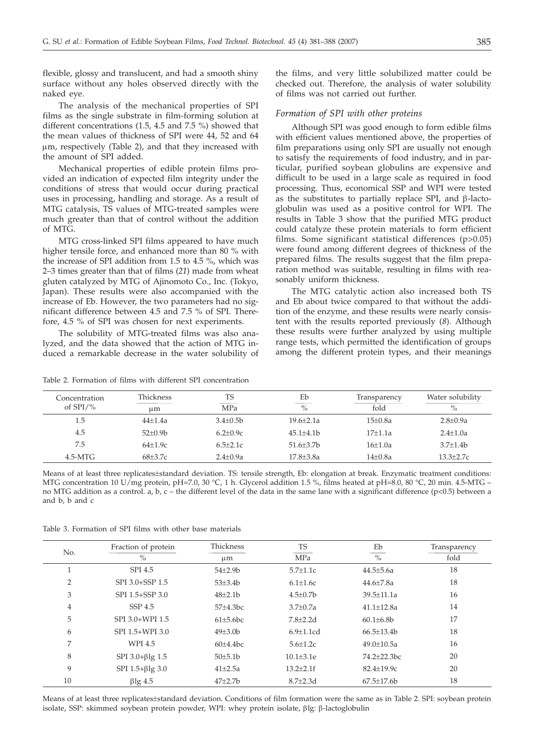flexible, glossy and translucent, and had a smooth shiny surface without any holes observed directly with the naked eye.

The analysis of the mechanical properties of SPI films as the single substrate in film-forming solution at different concentrations (1.5, 4.5 and 7.5 %) showed that the mean values of thickness of SPI were 44, 52 and 64 μm, respectively (Table 2), and that they increased with the amount of SPI added.

Mechanical properties of edible protein films provided an indication of expected film integrity under the conditions of stress that would occur during practical uses in processing, handling and storage. As a result of MTG catalysis, TS values of MTG-treated samples were much greater than that of control without the addition of MTG.

MTG cross-linked SPI films appeared to have much higher tensile force, and enhanced more than 80 % with the increase of SPI addition from 1.5 to 4.5 %, which was 2–3 times greater than that of films (*21*) made from wheat gluten catalyzed by MTG of Ajinomoto Co., Inc. (Tokyo, Japan). These results were also accompanied with the increase of Eb. However, the two parameters had no significant difference between 4.5 and 7.5 % of SPI. Therefore, 4.5 % of SPI was chosen for next experiments.

The solubility of MTG-treated films was also analyzed, and the data showed that the action of MTG induced a remarkable decrease in the water solubility of the films, and very little solubilized matter could be checked out. Therefore, the analysis of water solubility of films was not carried out further.

### *Formation of SPI with other proteins*

Although SPI was good enough to form edible films with efficient values mentioned above, the properties of film preparations using only SPI are usually not enough to satisfy the requirements of food industry, and in particular, purified soybean globulins are expensive and difficult to be used in a large scale as required in food processing. Thus, economical SSP and WPI were tested as the substitutes to partially replace SPI, and β-lactoglobulin was used as a positive control for WPI. The results in Table 3 show that the purified MTG product could catalyze these protein materials to form efficient films. Some significant statistical differences (p>0.05) were found among different degrees of thickness of the prepared films. The results suggest that the film preparation method was suitable, resulting in films with reasonably uniform thickness.

The MTG catalytic action also increased both TS and Eb about twice compared to that without the addition of the enzyme, and these results were nearly consistent with the results reported previously (*8*). Although these results were further analyzed by using multiple range tests, which permitted the identification of groups among the different protein types, and their meanings

Table 2. Formation of films with different SPI concentration

| Concentration of SPI/% | Thickness μm | TS MPa | Eb % | Transparency fold | Water solubility % |
|---|---|---|---|---|---|
| 1.5 | 44±1.4a | 3.4±0.5b | 19.6±2.1a | 15±0.8a | 2.8±0.9a |
| 4.5 | 52±0.9b | 6.2±0.9c | 45.1±4.1b | 17±1.1a | 2.4±1.0a |
| 7.5 | 64±1.9c | 6.5±2.1c | 51.6±3.7b | 16±1.0a | 3.7±1.4b |
| 4.5-MTG | 68±3.7c | 2.4±0.9a | 17.8±3.8a | 14±0.8a | 13.3±2.7c |

Means of at least three replicates±standard deviation. TS: tensile strength, Eb: elongation at break. Enzymatic treatment conditions: MTG concentration 10 U/mg protein, pH=7.0, 30 °C, 1 h. Glycerol addition 1.5 %, films heated at pH=8.0, 80 °C, 20 min. 4.5-MTG – no MTG addition as a control. a, b, c – the different level of the data in the same lane with a significant difference (p<0.5) between a and b, b and c

Table 3. Formation of SPI films with other base materials

| No. | Fraction of protein % | Thickness μm | TS MPa | Eb % | Transparency fold |
|---|---|---|---|---|---|
| 1 | SPI 4.5 | 54±2.9b | 5.7±1.1c | 44.5±5.6a | 18 |
| 2 | SPI 3.0+SSP 1.5 | 53±3.4b | 6.1±1.6c | 44.6±7.8a | 18 |
| 3 | SPI 1.5+SSP 3.0 | 48±2.1b | 4.5±0.7b | 39.5±11.1a | 16 |
| 4 | SSP 4.5 | 57±4.3bc | 3.7±0.7a | 41.1±12.8a | 14 |
| 5 | SPI 3.0+WPI 1.5 | 61±5.6bc | 7.8±2.2d | 60.1±6.8b | 17 |
| 6 | SPI 1.5+WPI 3.0 | 49±3.0b | 6.9±1.1cd | 66.5±13.4b | 18 |
| 7 | WPI 4.5 | 60±4.4bc | 5.6±1.2c | 49.0±10.5a | 16 |
| 8 | SPI 3.0+βlg 1.5 | 50±5.1b | 10.1±3.1e | 74.2±22.3bc | 20 |
| 9 | SPI 1.5+βlg 3.0 | 41±2.5a | 13.2±2.1f | 82.4±19.9c | 20 |
| 10 | βlg 4.5 | 47±2.7b | 8.7±2.3d | 67.5±17.6b | 18 |

Means of at least three replicates±standard deviation. Conditions of film formation were the same as in Table 2. SPI: soybean protein isolate, SSP: skimmed soybean protein powder, WPI: whey protein isolate, βlg: β-lactoglobulin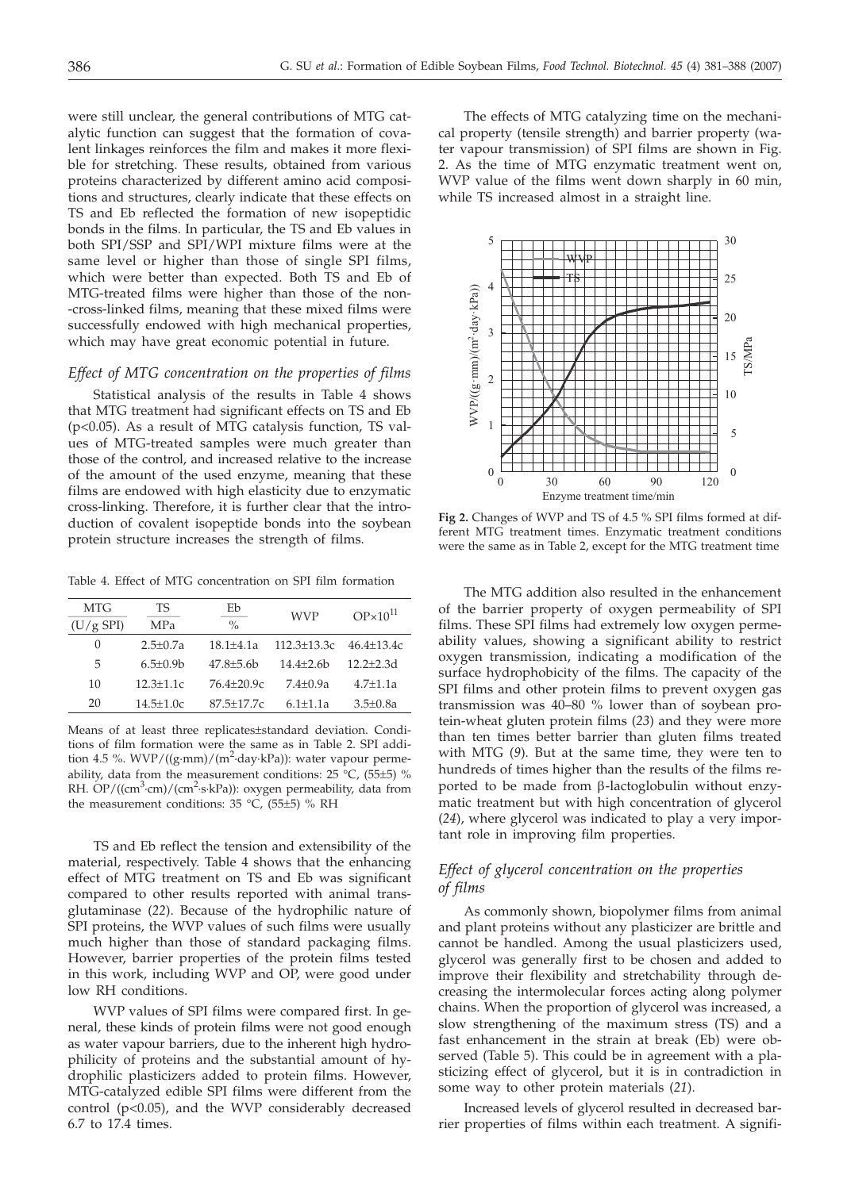were still unclear, the general contributions of MTG catalytic function can suggest that the formation of covalent linkages reinforces the film and makes it more flexible for stretching. These results, obtained from various proteins characterized by different amino acid compositions and structures, clearly indicate that these effects on TS and Eb reflected the formation of new isopeptidic bonds in the films. In particular, the TS and Eb values in both SPI/SSP and SPI/WPI mixture films were at the same level or higher than those of single SPI films, which were better than expected. Both TS and Eb of MTG-treated films were higher than those of the non-cross-linked films, meaning that these mixed films were successfully endowed with high mechanical properties, which may have great economic potential in future.

### *Effect of MTG concentration on the properties of films*

Statistical analysis of the results in Table 4 shows that MTG treatment had significant effects on TS and Eb ($p<0.05$). As a result of MTG catalysis function, TS values of MTG-treated samples were much greater than those of the control, and increased relative to the increase of the amount of the used enzyme, meaning that these films are endowed with high elasticity due to enzymatic cross-linking. Therefore, it is further clear that the introduction of covalent isopeptide bonds into the soybean protein structure increases the strength of films.

Table 4. Effect of MTG concentration on SPI film formation

| MTG (U/g SPI) | TS MPa | Eb % | WVP | $OP\times10^{11}$ |
|---|---|---|---|---|
| 0 | 2.5±0.7a | 18.1±4.1a | 112.3±13.3c | 46.4±13.4c |
| 5 | 6.5±0.9b | 47.8±5.6b | 14.4±2.6b | 12.2±2.3d |
| 10 | 12.3±1.1c | 76.4±20.9c | 7.4±0.9a | 4.7±1.1a |
| 20 | 14.5±1.0c | 87.5±17.7c | 6.1±1.1a | 3.5±0.8a |

Means of at least three replicates±standard deviation. Conditions of film formation were the same as in Table 2. SPI addition 4.5 %. WVP/((g·mm)/(m$^2$·day·kPa)): water vapour permeability, data from the measurement conditions: 25 °C, (55±5) % RH. OP/((cm$^3$·cm)/(cm$^2$·s·kPa)): oxygen permeability, data from the measurement conditions: 35 °C, (55±5) % RH

TS and Eb reflect the tension and extensibility of the material, respectively. Table 4 shows that the enhancing effect of MTG treatment on TS and Eb was significant compared to other results reported with animal transglutaminase (*22*). Because of the hydrophilic nature of SPI proteins, the WVP values of such films were usually much higher than those of standard packaging films. However, barrier properties of the protein films tested in this work, including WVP and OP, were good under low RH conditions.

WVP values of SPI films were compared first. In general, these kinds of protein films were not good enough as water vapour barriers, due to the inherent high hydrophilicity of proteins and the substantial amount of hydrophilic plasticizers added to protein films. However, MTG-catalyzed edible SPI films were different from the control ($p<0.05$), and the WVP considerably decreased 6.7 to 17.4 times.

The effects of MTG catalyzing time on the mechanical property (tensile strength) and barrier property (water vapour transmission) of SPI films are shown in Fig. 2. As the time of MTG enzymatic treatment went on, WVP value of the films went down sharply in 60 min, while TS increased almost in a straight line.

**Fig 2.** Changes of WVP and TS of 4.5 % SPI films formed at different MTG treatment times. Enzymatic treatment conditions were the same as in Table 2, except for the MTG treatment time

The MTG addition also resulted in the enhancement of the barrier property of oxygen permeability of SPI films. These SPI films had extremely low oxygen permeability values, showing a significant ability to restrict oxygen transmission, indicating a modification of the surface hydrophobicity of the films. The capacity of the SPI films and other protein films to prevent oxygen gas transmission was 40–80 % lower than of soybean protein-wheat gluten protein films (*23*) and they were more than ten times better barrier than gluten films treated with MTG (*9*). But at the same time, they were ten to hundreds of times higher than the results of the films reported to be made from β-lactoglobulin without enzymatic treatment but with high concentration of glycerol (*24*), where glycerol was indicated to play a very important role in improving film properties.

### *Effect of glycerol concentration on the properties of films*

As commonly shown, biopolymer films from animal and plant proteins without any plasticizer are brittle and cannot be handled. Among the usual plasticizers used, glycerol was generally first to be chosen and added to improve their flexibility and stretchability through decreasing the intermolecular forces acting along polymer chains. When the proportion of glycerol was increased, a slow strengthening of the maximum stress (TS) and a fast enhancement in the strain at break (Eb) were observed (Table 5). This could be in agreement with a plasticizing effect of glycerol, but it is in contradiction in some way to other protein materials (*21*).

Increased levels of glycerol resulted in decreased barrier properties of films within each treatment. A signifi-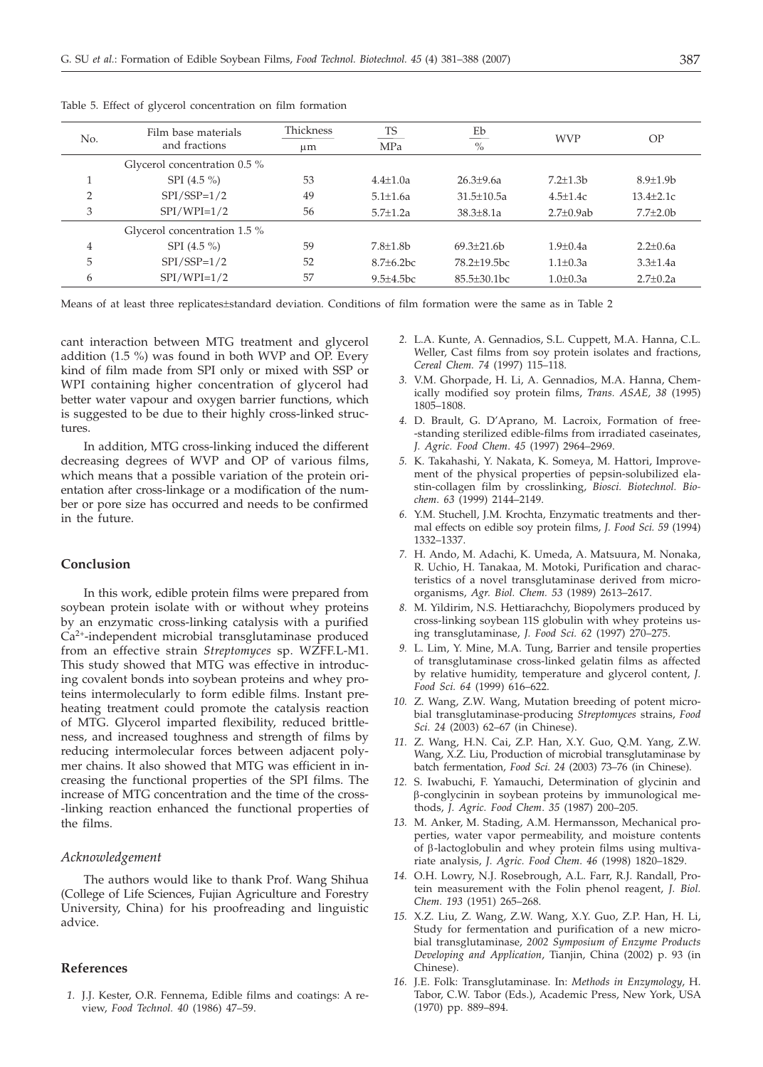Table 5. Effect of glycerol concentration on film formation

| No. | Film base materials and fractions | Thickness<br>μm | TS<br>MPa | Eb<br>% | WVP | OP |
|---|---|---|---|---|---|---|
| | Glycerol concentration 0.5 % | | | | | |
| 1 | SPI (4.5 %) | 53 | 4.4±1.0a | 26.3±9.6a | 7.2±1.3b | 8.9±1.9b |
| 2 | SPI/SSP=1/2 | 49 | 5.1±1.6a | 31.5±10.5a | 4.5±1.4c | 13.4±2.1c |
| 3 | SPI/WPI=1/2 | 56 | 5.7±1.2a | 38.3±8.1a | 2.7±0.9ab | 7.7±2.0b |
| | Glycerol concentration 1.5 % | | | | | |
| 4 | SPI (4.5 %) | 59 | 7.8±1.8b | 69.3±21.6b | 1.9±0.4a | 2.2±0.6a |
| 5 | SPI/SSP=1/2 | 52 | 8.7±6.2bc | 78.2±19.5bc | 1.1±0.3a | 3.3±1.4a |
| 6 | SPI/WPI=1/2 | 57 | 9.5±4.5bc | 85.5±30.1bc | 1.0±0.3a | 2.7±0.2a |

Means of at least three replicates±standard deviation. Conditions of film formation were the same as in Table 2

cant interaction between MTG treatment and glycerol addition (1.5 %) was found in both WVP and OP. Every kind of film made from SPI only or mixed with SSP or WPI containing higher concentration of glycerol had better water vapour and oxygen barrier functions, which is suggested to be due to their highly cross-linked structures.

In addition, MTG cross-linking induced the different decreasing degrees of WVP and OP of various films, which means that a possible variation of the protein orientation after cross-linkage or a modification of the number or pore size has occurred and needs to be confirmed in the future.

## Conclusion

In this work, edible protein films were prepared from soybean protein isolate with or without whey proteins by an enzymatic cross-linking catalysis with a purified $Ca^{2+}$-independent microbial transglutaminase produced from an effective strain *Streptomyces* sp. WZFF.L-M1. This study showed that MTG was effective in introducing covalent bonds into soybean proteins and whey proteins intermolecularly to form edible films. Instant preheating treatment could promote the catalysis reaction of MTG. Glycerol imparted flexibility, reduced brittleness, and increased toughness and strength of films by reducing intermolecular forces between adjacent polymer chains. It also showed that MTG was efficient in increasing the functional properties of the SPI films. The increase of MTG concentration and the time of the cross-linking reaction enhanced the functional properties of the films.

### *Acknowledgement*

The authors would like to thank Prof. Wang Shihua (College of Life Sciences, Fujian Agriculture and Forestry University, China) for his proofreading and linguistic advice.

## References

1. J.J. Kester, O.R. Fennema, Edible films and coatings: A review, *Food Technol. 40* (1986) 47–59.
2. L.A. Kunte, A. Gennadios, S.L. Cuppett, M.A. Hanna, C.L. Weller, Cast films from soy protein isolates and fractions, *Cereal Chem. 74* (1997) 115–118.
3. V.M. Ghorpade, H. Li, A. Gennadios, M.A. Hanna, Chemically modified soy protein films, *Trans. ASAE, 38* (1995) 1805–1808.
4. D. Brault, G. D'Aprano, M. Lacroix, Formation of free-standing sterilized edible-films from irradiated caseinates, *J. Agric. Food Chem. 45* (1997) 2964–2969.
5. K. Takahashi, Y. Nakata, K. Someya, M. Hattori, Improvement of the physical properties of pepsin-solubilized elastin-collagen film by crosslinking, *Biosci. Biotechnol. Biochem. 63* (1999) 2144–2149.
6. Y.M. Stuchell, J.M. Krochta, Enzymatic treatments and thermal effects on edible soy protein films, *J. Food Sci. 59* (1994) 1332–1337.
7. H. Ando, M. Adachi, K. Umeda, A. Matsuura, M. Nonaka, R. Uchio, H. Tanakaa, M. Motoki, Purification and characteristics of a novel transglutaminase derived from microorganisms, *Agr. Biol. Chem. 53* (1989) 2613–2617.
8. M. Yildirim, N.S. Hettiarachchy, Biopolymers produced by cross-linking soybean 11S globulin with whey proteins using transglutaminase, *J. Food Sci. 62* (1997) 270–275.
9. L. Lim, Y. Mine, M.A. Tung, Barrier and tensile properties of transglutaminase cross-linked gelatin films as affected by relative humidity, temperature and glycerol content, *J. Food Sci. 64* (1999) 616–622.
10. Z. Wang, Z.W. Wang, Mutation breeding of potent microbial transglutaminase-producing *Streptomyces* strains, *Food Sci. 24* (2003) 62–67 (in Chinese).
11. Z. Wang, H.N. Cai, Z.P. Han, X.Y. Guo, Q.M. Yang, Z.W. Wang, X.Z. Liu, Production of microbial transglutaminase by batch fermentation, *Food Sci. 24* (2003) 73–76 (in Chinese).
12. S. Iwabuchi, F. Yamauchi, Determination of glycinin and β-conglycinin in soybean proteins by immunological methods, *J. Agric. Food Chem. 35* (1987) 200–205.
13. M. Anker, M. Stading, A.M. Hermansson, Mechanical properties, water vapor permeability, and moisture contents of β-lactoglobulin and whey protein films using multivariate analysis, *J. Agric. Food Chem. 46* (1998) 1820–1829.
14. O.H. Lowry, N.J. Rosebrough, A.L. Farr, R.J. Randall, Protein measurement with the Folin phenol reagent, *J. Biol. Chem. 193* (1951) 265–268.
15. X.Z. Liu, Z. Wang, Z.W. Wang, X.Y. Guo, Z.P. Han, H. Li, Study for fermentation and purification of a new microbial transglutaminase, *2002 Symposium of Enzyme Products Developing and Application*, Tianjin, China (2002) p. 93 (in Chinese).
16. J.E. Folk: Transglutaminase. In: *Methods in Enzymology*, H. Tabor, C.W. Tabor (Eds.), Academic Press, New York, USA (1970) pp. 889–894.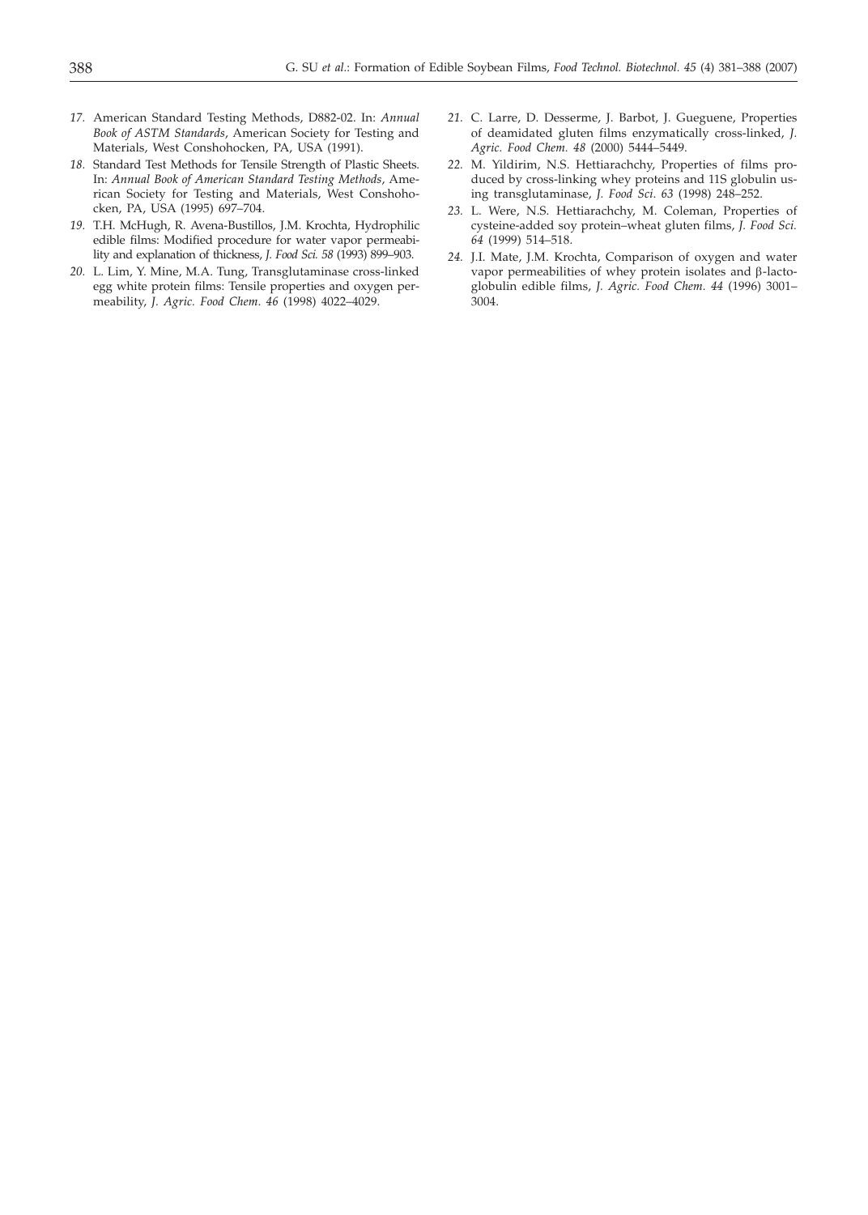17. American Standard Testing Methods, D882-02. In: *Annual Book of ASTM Standards*, American Society for Testing and Materials, West Conshohocken, PA, USA (1991).
18. Standard Test Methods for Tensile Strength of Plastic Sheets. In: *Annual Book of American Standard Testing Methods*, American Society for Testing and Materials, West Conshohocken, PA, USA (1995) 697–704.
19. T.H. McHugh, R. Avena-Bustillos, J.M. Krochta, Hydrophilic edible films: Modified procedure for water vapor permeability and explanation of thickness, *J. Food Sci. 58* (1993) 899–903.
20. L. Lim, Y. Mine, M.A. Tung, Transglutaminase cross-linked egg white protein films: Tensile properties and oxygen permeability, *J. Agric. Food Chem. 46* (1998) 4022–4029.
21. C. Larre, D. Desserme, J. Barbot, J. Gueguene, Properties of deamidated gluten films enzymatically cross-linked, *J. Agric. Food Chem. 48* (2000) 5444–5449.
22. M. Yildirim, N.S. Hettiarachchy, Properties of films produced by cross-linking whey proteins and 11S globulin using transglutaminase, *J. Food Sci. 63* (1998) 248–252.
23. L. Were, N.S. Hettiarachchy, M. Coleman, Properties of cysteine-added soy protein–wheat gluten films, *J. Food Sci. 64* (1999) 514–518.
24. J.I. Mate, J.M. Krochta, Comparison of oxygen and water vapor permeabilities of whey protein isolates and β-lactoglobulin edible films, *J. Agric. Food Chem. 44* (1996) 3001–3004.